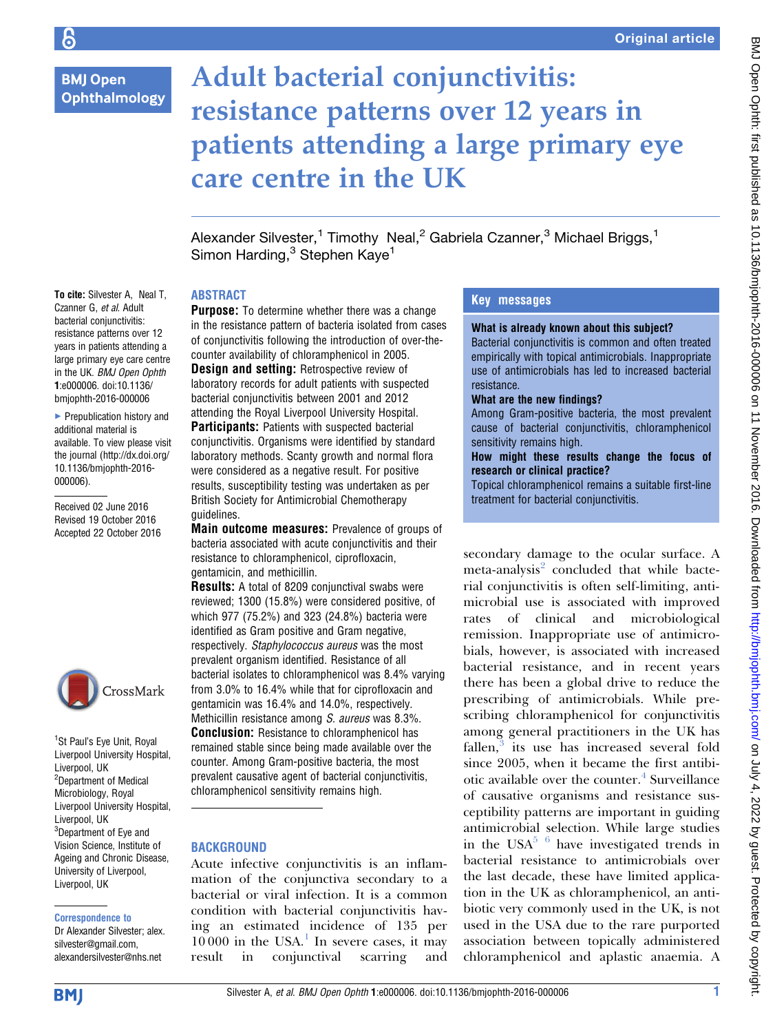Original article

# Adult bacterial conjunctivitis: resistance patterns over 12 years in patients attending a large primary eye care centre in the UK

Alexander Silvester,[1] Timothy Neal,[2] Gabriela Czanner,[3] Michael Briggs,[1] Simon Harding,[3] Stephen Kaye[1]

**To cite:** Silvester A, Neal T, Czanner G, *et al*. Adult bacterial conjunctivitis: resistance patterns over 12 years in patients attending a large primary eye care centre in the UK. *BMJ Open Ophth* 1:e000006. doi:10.1136/bmjophth-2016-000006

► Prepublication history and additional material is available. To view please visit the journal (http://dx.doi.org/10.1136/bmjophth-2016-000006).

Received 02 June 2016
Revised 19 October 2016
Accepted 22 October 2016

[1]St Paul's Eye Unit, Royal Liverpool University Hospital, Liverpool, UK
[2]Department of Medical Microbiology, Royal Liverpool University Hospital, Liverpool, UK
[3]Department of Eye and Vision Science, Institute of Ageing and Chronic Disease, University of Liverpool, Liverpool, UK

**Correspondence to**
Dr Alexander Silvester; alex.silvester@gmail.com, alexandersilvester@nhs.net

## ABSTRACT

**Purpose:** To determine whether there was a change in the resistance pattern of bacteria isolated from cases of conjunctivitis following the introduction of over-the-counter availability of chloramphenicol in 2005.

**Design and setting:** Retrospective review of laboratory records for adult patients with suspected bacterial conjunctivitis between 2001 and 2012 attending the Royal Liverpool University Hospital.

**Participants:** Patients with suspected bacterial conjunctivitis. Organisms were identified by standard laboratory methods. Scanty growth and normal flora were considered as a negative result. For positive results, susceptibility testing was undertaken as per British Society for Antimicrobial Chemotherapy guidelines.

**Main outcome measures:** Prevalence of groups of bacteria associated with acute conjunctivitis and their resistance to chloramphenicol, ciprofloxacin, gentamicin, and methicillin.

**Results:** A total of 8209 conjunctival swabs were reviewed; 1300 (15.8%) were considered positive, of which 977 (75.2%) and 323 (24.8%) bacteria were identified as Gram positive and Gram negative, respectively. *Staphylococcus aureus* was the most prevalent organism identified. Resistance of all bacterial isolates to chloramphenicol was 8.4% varying from 3.0% to 16.4% while that for ciprofloxacin and gentamicin was 16.4% and 14.0%, respectively. Methicillin resistance among *S. aureus* was 8.3%.

**Conclusion:** Resistance to chloramphenicol has remained stable since being made available over the counter. Among Gram-positive bacteria, the most prevalent causative agent of bacterial conjunctivitis, chloramphenicol sensitivity remains high.

## Key messages

**What is already known about this subject?**
Bacterial conjunctivitis is common and often treated empirically with topical antimicrobials. Inappropriate use of antimicrobials has led to increased bacterial resistance.

**What are the new findings?**
Among Gram-positive bacteria, the most prevalent cause of bacterial conjunctivitis, chloramphenicol sensitivity remains high.

**How might these results change the focus of research or clinical practice?**
Topical chloramphenicol remains a suitable first-line treatment for bacterial conjunctivitis.

## BACKGROUND

Acute infective conjunctivitis is an inflammation of the conjunctiva secondary to a bacterial or viral infection. It is a common condition with bacterial conjunctivitis having an estimated incidence of 135 per 10 000 in the USA.[1] In severe cases, it may result in conjunctival scarring and secondary damage to the ocular surface. A meta-analysis[2] concluded that while bacterial conjunctivitis is often self-limiting, antimicrobial use is associated with improved rates of clinical and microbiological remission. Inappropriate use of antimicrobials, however, is associated with increased bacterial resistance, and in recent years there has been a global drive to reduce the prescribing of antimicrobials. While prescribing chloramphenicol for conjunctivitis among general practitioners in the UK has fallen,[3] its use has increased several fold since 2005, when it became the first antibiotic available over the counter.[4] Surveillance of causative organisms and resistance susceptibility patterns are important in guiding antimicrobial selection. While large studies in the USA[5 6] have investigated trends in bacterial resistance to antimicrobials over the last decade, these have limited application in the UK as chloramphenicol, an antibiotic very commonly used in the UK, is not used in the USA due to the rare purported association between topically administered chloramphenicol and aplastic anaemia. A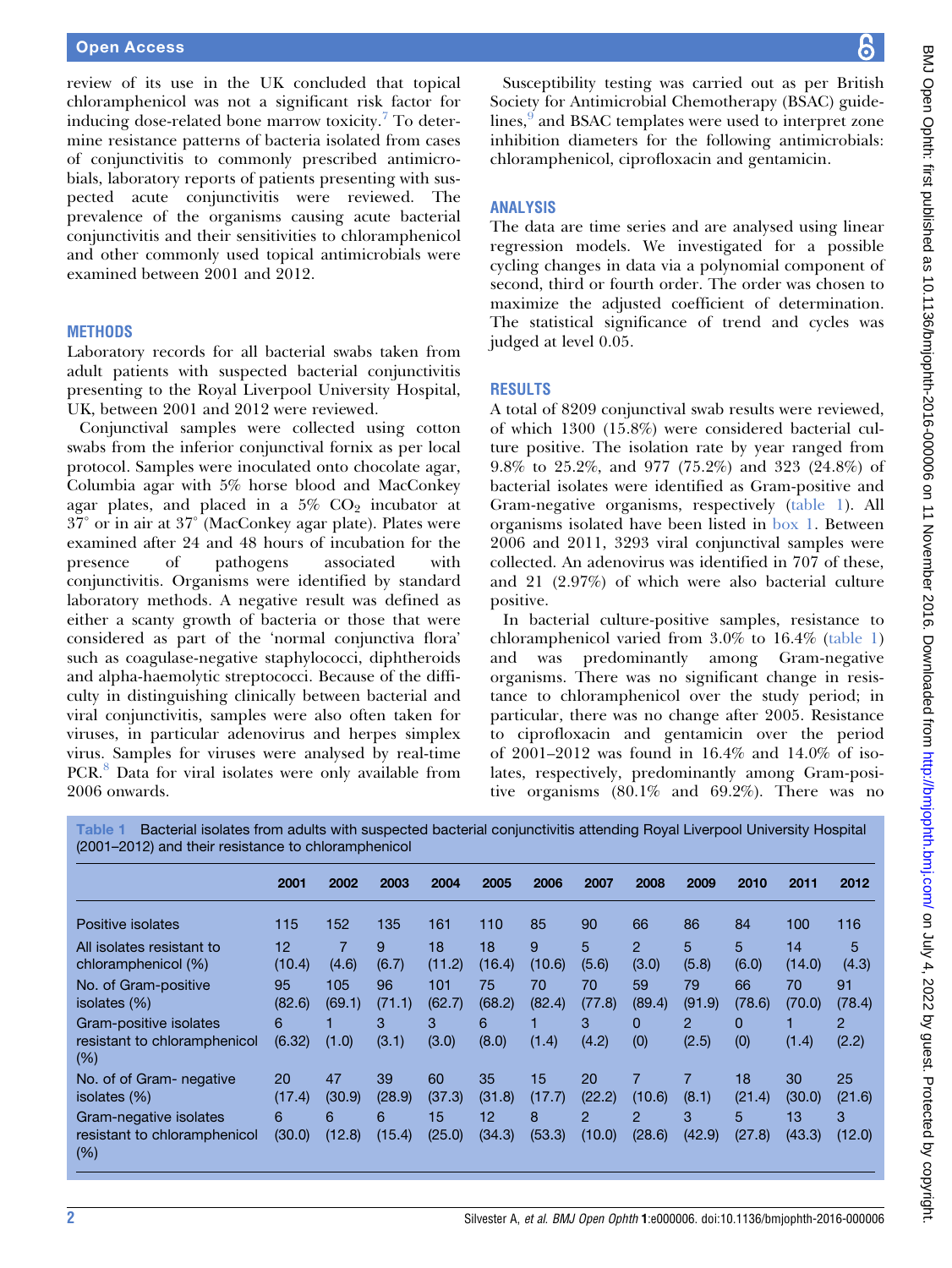review of its use in the UK concluded that topical chloramphenicol was not a significant risk factor for inducing dose-related bone marrow toxicity.[7] To determine resistance patterns of bacteria isolated from cases of conjunctivitis to commonly prescribed antimicrobials, laboratory reports of patients presenting with suspected acute conjunctivitis were reviewed. The prevalence of the organisms causing acute bacterial conjunctivitis and their sensitivities to chloramphenicol and other commonly used topical antimicrobials were examined between 2001 and 2012.

## METHODS

Laboratory records for all bacterial swabs taken from adult patients with suspected bacterial conjunctivitis presenting to the Royal Liverpool University Hospital, UK, between 2001 and 2012 were reviewed.

Conjunctival samples were collected using cotton swabs from the inferior conjunctival fornix as per local protocol. Samples were inoculated onto chocolate agar, Columbia agar with 5% horse blood and MacConkey agar plates, and placed in a 5% $CO_2$ incubator at 37° or in air at 37° (MacConkey agar plate). Plates were examined after 24 and 48 hours of incubation for the presence of pathogens associated with conjunctivitis. Organisms were identified by standard laboratory methods. A negative result was defined as either a scanty growth of bacteria or those that were considered as part of the 'normal conjunctiva flora' such as coagulase-negative staphylococci, diphtheroids and alpha-haemolytic streptococci. Because of the difficulty in distinguishing clinically between bacterial and viral conjunctivitis, samples were also often taken for viruses, in particular adenovirus and herpes simplex virus. Samples for viruses were analysed by real-time PCR.[8] Data for viral isolates were only available from 2006 onwards.

Susceptibility testing was carried out as per British Society for Antimicrobial Chemotherapy (BSAC) guidelines,[9] and BSAC templates were used to interpret zone inhibition diameters for the following antimicrobials: chloramphenicol, ciprofloxacin and gentamicin.

## ANALYSIS

The data are time series and are analysed using linear regression models. We investigated for a possible cycling changes in data via a polynomial component of second, third or fourth order. The order was chosen to maximize the adjusted coefficient of determination. The statistical significance of trend and cycles was judged at level 0.05.

## RESULTS

A total of 8209 conjunctival swab results were reviewed, of which 1300 (15.8%) were considered bacterial culture positive. The isolation rate by year ranged from 9.8% to 25.2%, and 977 (75.2%) and 323 (24.8%) of bacterial isolates were identified as Gram-positive and Gram-negative organisms, respectively (table 1). All organisms isolated have been listed in box 1. Between 2006 and 2011, 3293 viral conjunctival samples were collected. An adenovirus was identified in 707 of these, and 21 (2.97%) of which were also bacterial culture positive.

In bacterial culture-positive samples, resistance to chloramphenicol varied from 3.0% to 16.4% (table 1) and was predominantly among Gram-negative organisms. There was no significant change in resistance to chloramphenicol over the study period; in particular, there was no change after 2005. Resistance to ciprofloxacin and gentamicin over the period of 2001–2012 was found in 16.4% and 14.0% of isolates, respectively, predominantly among Gram-positive organisms (80.1% and 69.2%). There was no

**Table 1** Bacterial isolates from adults with suspected bacterial conjunctivitis attending Royal Liverpool University Hospital (2001–2012) and their resistance to chloramphenicol

| | 2001 | 2002 | 2003 | 2004 | 2005 | 2006 | 2007 | 2008 | 2009 | 2010 | 2011 | 2012 |
|---|---|---|---|---|---|---|---|---|---|---|---|---|
| Positive isolates | 115 | 152 | 135 | 161 | 110 | 85 | 90 | 66 | 86 | 84 | 100 | 116 |
| All isolates resistant to chloramphenicol (%) | 12 (10.4) | 7 (4.6) | 9 (6.7) | 18 (11.2) | 18 (16.4) | 9 (10.6) | 5 (5.6) | 2 (3.0) | 5 (5.8) | 5 (6.0) | 14 (14.0) | 5 (4.3) |
| No. of Gram-positive isolates (%) | 95 (82.6) | 105 (69.1) | 96 (71.1) | 101 (62.7) | 75 (68.2) | 70 (82.4) | 70 (77.8) | 59 (89.4) | 79 (91.9) | 66 (78.6) | 70 (70.0) | 91 (78.4) |
| Gram-positive isolates resistant to chloramphenicol (%) | 6 (6.32) | 1 (1.0) | 3 (3.1) | 3 (3.0) | 6 (8.0) | 1 (1.4) | 3 (4.2) | 0 (0) | 2 (2.5) | 0 (0) | 1 (1.4) | 2 (2.2) |
| No. of of Gram- negative isolates (%) | 20 (17.4) | 47 (30.9) | 39 (28.9) | 60 (37.3) | 35 (31.8) | 15 (17.7) | 20 (22.2) | 7 (10.6) | 7 (8.1) | 18 (21.4) | 30 (30.0) | 25 (21.6) |
| Gram-negative isolates resistant to chloramphenicol (%) | 6 (30.0) | 6 (12.8) | 6 (15.4) | 15 (25.0) | 12 (34.3) | 8 (53.3) | 2 (10.0) | 2 (28.6) | 3 (42.9) | 5 (27.8) | 13 (43.3) | 3 (12.0) |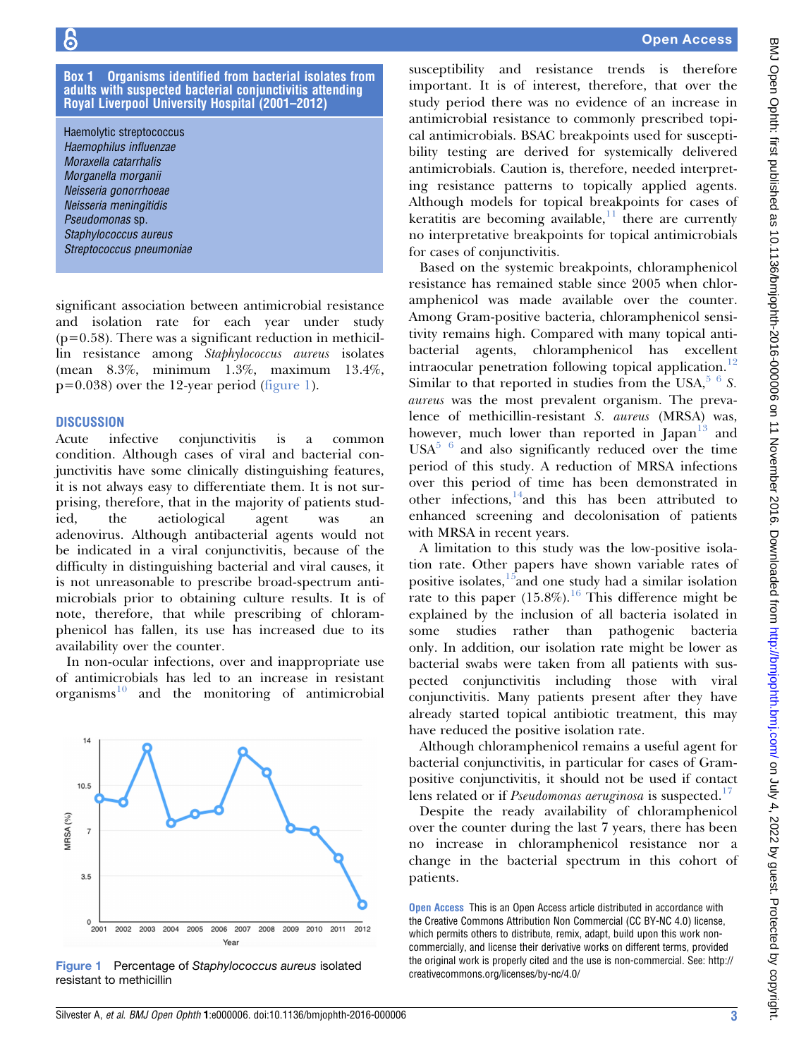**Box 1 Organisms identified from bacterial isolates from adults with suspected bacterial conjunctivitis attending Royal Liverpool University Hospital (2001–2012)**

Haemolytic streptococcus
*Haemophilus influenzae*
*Moraxella catarrhalis*
*Morganella morganii*
*Neisseria gonorrhoeae*
*Neisseria meningitidis*
*Pseudomonas* sp.
*Staphylococcus aureus*
*Streptococcus pneumoniae*

significant association between antimicrobial resistance and isolation rate for each year under study (p=0.58). There was a significant reduction in methicillin resistance among *Staphylococcus aureus* isolates (mean 8.3%, minimum 1.3%, maximum 13.4%, p=0.038) over the 12-year period (figure 1).

## DISCUSSION

Acute infective conjunctivitis is a common condition. Although cases of viral and bacterial conjunctivitis have some clinically distinguishing features, it is not always easy to differentiate them. It is not surprising, therefore, that in the majority of patients studied, the aetiological agent was an adenovirus. Although antibacterial agents would not be indicated in a viral conjunctivitis, because of the difficulty in distinguishing bacterial and viral causes, it is not unreasonable to prescribe broad-spectrum antimicrobials prior to obtaining culture results. It is of note, therefore, that while prescribing of chloramphenicol has fallen, its use has increased due to its availability over the counter.

In non-ocular infections, over and inappropriate use of antimicrobials has led to an increase in resistant organisms[10] and the monitoring of antimicrobial susceptibility and resistance trends is therefore important. It is of interest, therefore, that over the study period there was no evidence of an increase in antimicrobial resistance to commonly prescribed topical antimicrobials. BSAC breakpoints used for susceptibility testing are derived for systemically delivered antimicrobials. Caution is, therefore, needed interpreting resistance patterns to topically applied agents. Although models for topical breakpoints for cases of keratitis are becoming available,[11] there are currently no interpretative breakpoints for topical antimicrobials for cases of conjunctivitis.

Figure 1 Percentage of *Staphylococcus aureus* isolated resistant to methicillin

Based on the systemic breakpoints, chloramphenicol resistance has remained stable since 2005 when chloramphenicol was made available over the counter. Among Gram-positive bacteria, chloramphenicol sensitivity remains high. Compared with many topical antibacterial agents, chloramphenicol has excellent intraocular penetration following topical application.[12] Similar to that reported in studies from the USA,[5,6] *S. aureus* was the most prevalent organism. The prevalence of methicillin-resistant *S. aureus* (MRSA) was, however, much lower than reported in Japan[13] and USA[5,6] and also significantly reduced over the time period of this study. A reduction of MRSA infections over this period of time has been demonstrated in other infections,[14] and this has been attributed to enhanced screening and decolonisation of patients with MRSA in recent years.

A limitation to this study was the low-positive isolation rate. Other papers have shown variable rates of positive isolates,[15] and one study had a similar isolation rate to this paper (15.8%).[16] This difference might be explained by the inclusion of all bacteria isolated in some studies rather than pathogenic bacteria only. In addition, our isolation rate might be lower as bacterial swabs were taken from all patients with suspected conjunctivitis including those with viral conjunctivitis. Many patients present after they have already started topical antibiotic treatment, this may have reduced the positive isolation rate.

Although chloramphenicol remains a useful agent for bacterial conjunctivitis, in particular for cases of Gram-positive conjunctivitis, it should not be used if contact lens related or if *Pseudomonas aeruginosa* is suspected.[17]

Despite the ready availability of chloramphenicol over the counter during the last 7 years, there has been no increase in chloramphenicol resistance nor a change in the bacterial spectrum in this cohort of patients.

**Open Access** This is an Open Access article distributed in accordance with the Creative Commons Attribution Non Commercial (CC BY-NC 4.0) license, which permits others to distribute, remix, adapt, build upon this work non-commercially, and license their derivative works on different terms, provided the original work is properly cited and the use is non-commercial. See: http://creativecommons.org/licenses/by-nc/4.0/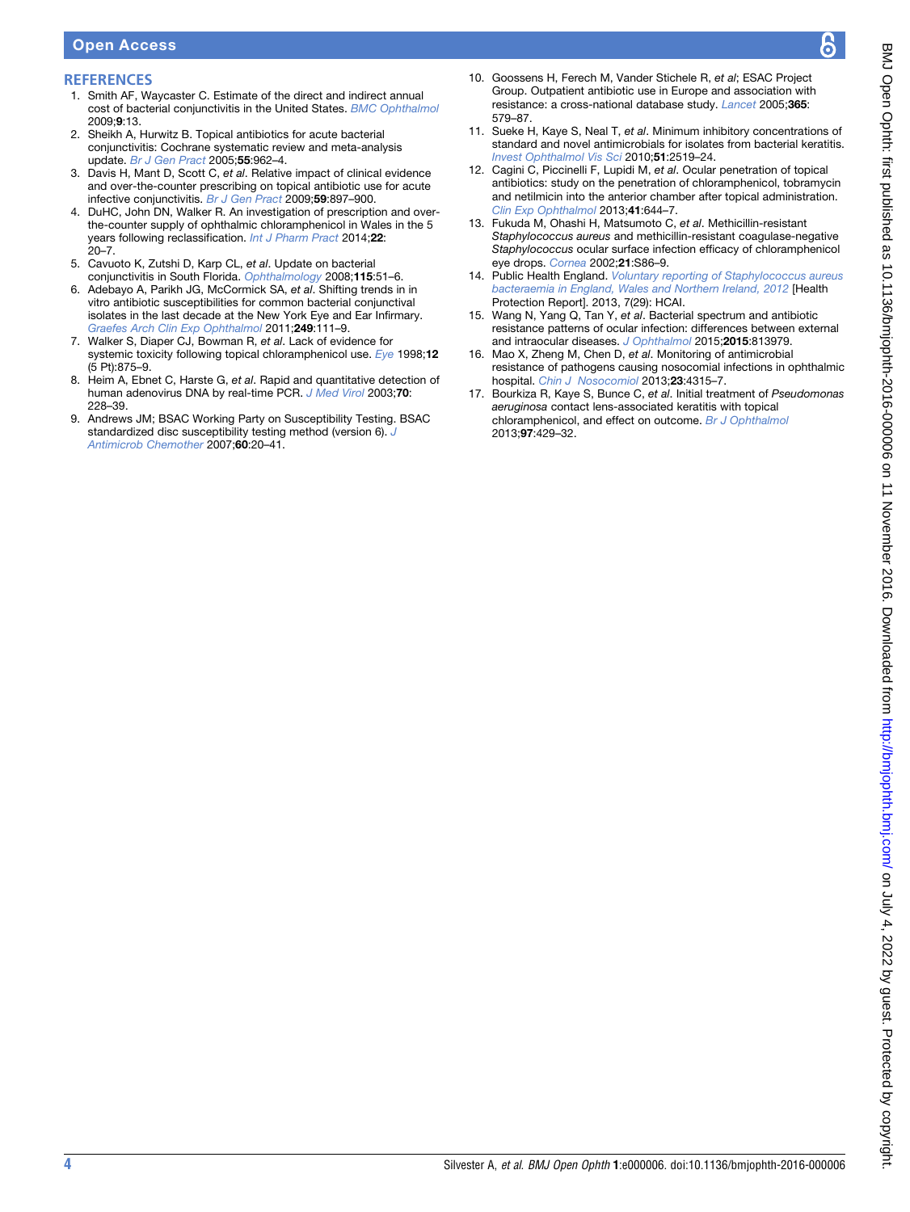## REFERENCES

1. Smith AF, Waycaster C. Estimate of the direct and indirect annual cost of bacterial conjunctivitis in the United States. *BMC Ophthalmol* 2009;**9**:13.
2. Sheikh A, Hurwitz B. Topical antibiotics for acute bacterial conjunctivitis: Cochrane systematic review and meta-analysis update. *Br J Gen Pract* 2005;**55**:962–4.
3. Davis H, Mant D, Scott C, *et al*. Relative impact of clinical evidence and over-the-counter prescribing on topical antibiotic use for acute infective conjunctivitis. *Br J Gen Pract* 2009;**59**:897–900.
4. DuHC, John DN, Walker R. An investigation of prescription and over-the-counter supply of ophthalmic chloramphenicol in Wales in the 5 years following reclassification. *Int J Pharm Pract* 2014;**22**: 20–7.
5. Cavuoto K, Zutshi D, Karp CL, *et al*. Update on bacterial conjunctivitis in South Florida. *Ophthalmology* 2008;**115**:51–6.
6. Adebayo A, Parikh JG, McCormick SA, *et al*. Shifting trends in in vitro antibiotic susceptibilities for common bacterial conjunctival isolates in the last decade at the New York Eye and Ear Infirmary. *Graefes Arch Clin Exp Ophthalmol* 2011;**249**:111–9.
7. Walker S, Diaper CJ, Bowman R, *et al*. Lack of evidence for systemic toxicity following topical chloramphenicol use. *Eye* 1998;**12** (5 Pt):875–9.
8. Heim A, Ebnet C, Harste G, *et al*. Rapid and quantitative detection of human adenovirus DNA by real-time PCR. *J Med Virol* 2003;**70**: 228–39.
9. Andrews JM; BSAC Working Party on Susceptibility Testing. BSAC standardized disc susceptibility testing method (version 6). *J Antimicrob Chemother* 2007;**60**:20–41.
10. Goossens H, Ferech M, Vander Stichele R, *et al*; ESAC Project Group. Outpatient antibiotic use in Europe and association with resistance: a cross-national database study. *Lancet* 2005;**365**: 579–87.
11. Sueke H, Kaye S, Neal T, *et al*. Minimum inhibitory concentrations of standard and novel antimicrobials for isolates from bacterial keratitis. *Invest Ophthalmol Vis Sci* 2010;**51**:2519–24.
12. Cagini C, Piccinelli F, Lupidi M, *et al*. Ocular penetration of topical antibiotics: study on the penetration of chloramphenicol, tobramycin and netilmicin into the anterior chamber after topical administration. *Clin Exp Ophthalmol* 2013;**41**:644–7.
13. Fukuda M, Ohashi H, Matsumoto C, *et al*. Methicillin-resistant *Staphylococcus aureus* and methicillin-resistant coagulase-negative *Staphylococcus* ocular surface infection efficacy of chloramphenicol eye drops. *Cornea* 2002;**21**:S86–9.
14. Public Health England. *Voluntary reporting of Staphylococcus aureus bacteraemia in England, Wales and Northern Ireland, 2012* [Health Protection Report]. 2013, 7(29): HCAI.
15. Wang N, Yang Q, Tan Y, *et al*. Bacterial spectrum and antibiotic resistance patterns of ocular infection: differences between external and intraocular diseases. *J Ophthalmol* 2015;**2015**:813979.
16. Mao X, Zheng M, Chen D, *et al*. Monitoring of antimicrobial resistance of pathogens causing nosocomial infections in ophthalmic hospital. *Chin J Nosocomiol* 2013;**23**:4315–7.
17. Bourkiza R, Kaye S, Bunce C, *et al*. Initial treatment of *Pseudomonas aeruginosa* contact lens-associated keratitis with topical chloramphenicol, and effect on outcome. *Br J Ophthalmol* 2013;**97**:429–32.